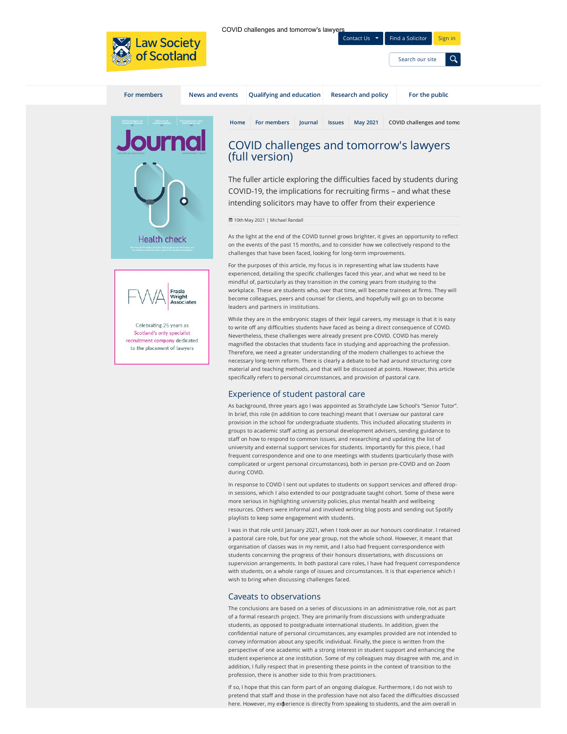# COVID challenges and tomorrow's lawyers (full version)

The fuller article exploring the difficulties faced by students during COVID-19, the implications for recruiting firms – and what these intending solicitors may have to offer from their experience

10th May 2021 | Michael Randall

As the light at the end of the COVID tunnel grows brighter, it gives an opportunity to reflect on the events of the past 15 months, and to consider how we collectively respond to the challenges that have been faced, looking for long-term improvements.

For the purposes of this article, my focus is in representing what law students have experienced, detailing the specific challenges faced this year, and what we need to be mindful of, particularly as they transition in the coming years from studying to the workplace. These are students who, over that time, will become trainees at firms. They will become colleagues, peers and counsel for clients, and hopefully will go on to become leaders and partners in institutions.

While they are in the embryonic stages of their legal careers, my message is that it is easy to write off any difficulties students have faced as being a direct consequence of COVID. Nevertheless, these challenges were already present pre-COVID. COVID has merely magnified the obstacles that students face in studying and approaching the profession. Therefore, we need a greater understanding of the modern challenges to achieve the necessary long-term reform. There is clearly a debate to be had around structuring core material and teaching methods, and that will be discussed at points. However, this article specifically refers to personal circumstances, and provision of pastoral care.

## Experience of student pastoral care

As background, three years ago I was appointed as Strathclyde Law School's "Senior Tutor". In brief, this role (in addition to core teaching) meant that I oversaw our pastoral care provision in the school for undergraduate students. This included allocating students in groups to academic staff acting as personal development advisers, sending guidance to staff on how to respond to common issues, and researching and updating the list of university and external support services for students. Importantly for this piece, I had frequent correspondence and one to one meetings with students (particularly those with complicated or urgent personal circumstances), both in person pre-COVID and on Zoom during COVID.

In response to COVID I sent out updates to students on support services and offered drop-in sessions, which I also extended to our postgraduate taught cohort. Some of these were more serious in highlighting university policies, plus mental health and wellbeing resources. Others were informal and involved writing blog posts and sending out Spotify playlists to keep some engagement with students.

I was in that role until January 2021, when I took over as our honours coordinator. I retained a pastoral care role, but for one year group, not the whole school. However, it meant that organisation of classes was in my remit, and I also had frequent correspondence with students concerning the progress of their honours dissertations, with discussions on supervision arrangements. In both pastoral care roles, I have had frequent correspondence with students, on a whole range of issues and circumstances. It is that experience which I wish to bring when discussing challenges faced.

## Caveats to observations

The conclusions are based on a series of discussions in an administrative role, not as part of a formal research project. They are primarily from discussions with undergraduate students, as opposed to postgraduate international students. In addition, given the confidential nature of personal circumstances, any examples provided are not intended to convey information about any specific individual. Finally, the piece is written from the perspective of one academic with a strong interest in student support and enhancing the student experience at one institution. Some of my colleagues may disagree with me, and in addition, I fully respect that in presenting these points in the context of transition to the profession, there is another side to this from practitioners.

If so, I hope that this can form part of an ongoing dialogue. Furthermore, I do not wish to pretend that staff and those in the profession have not also faced the difficulties discussed here. However, my experience is directly from speaking to students, and the aim overall in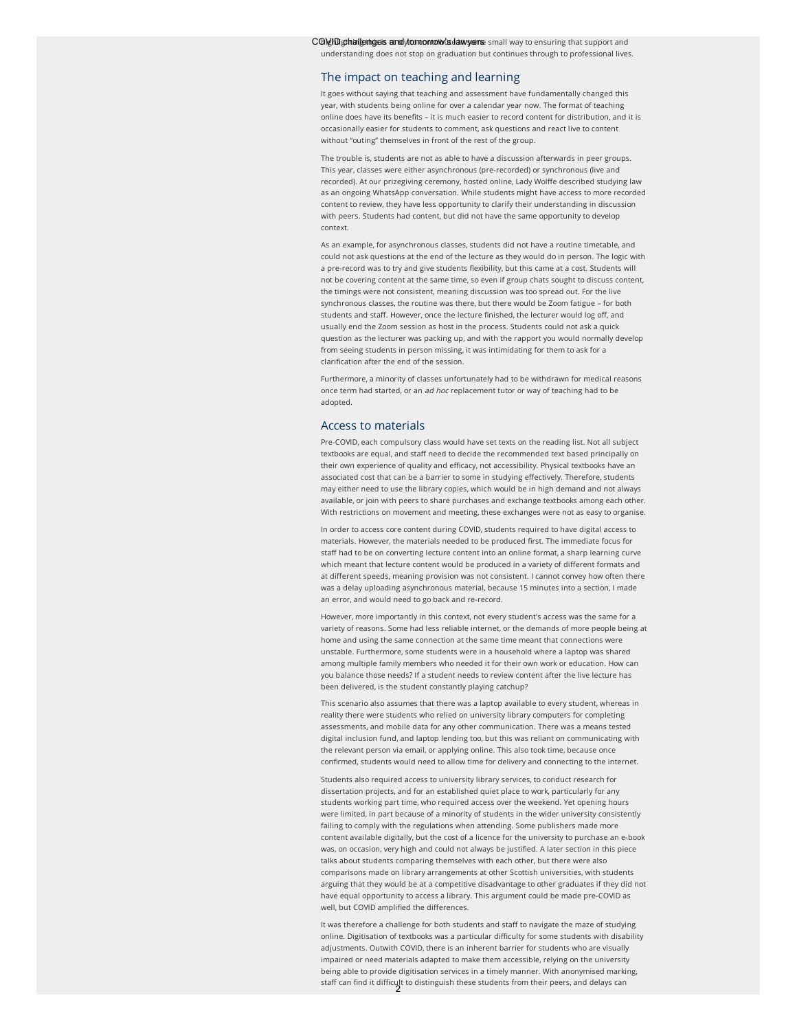small way to ensuring that support and understanding does not stop on graduation but continues through to professional lives.

## The impact on teaching and learning

It goes without saying that teaching and assessment have fundamentally changed this year, with students being online for over a calendar year now. The format of teaching online does have its benefits – it is much easier to record content for distribution, and it is occasionally easier for students to comment, ask questions and react live to content without "outing" themselves in front of the rest of the group.

The trouble is, students are not as able to have a discussion afterwards in peer groups. This year, classes were either asynchronous (pre-recorded) or synchronous (live and recorded). At our prizegiving ceremony, hosted online, Lady Wolffe described studying law as an ongoing WhatsApp conversation. While students might have access to more recorded content to review, they have less opportunity to clarify their understanding in discussion with peers. Students had content, but did not have the same opportunity to develop context.

As an example, for asynchronous classes, students did not have a routine timetable, and could not ask questions at the end of the lecture as they would do in person. The logic with a pre-record was to try and give students flexibility, but this came at a cost. Students will not be covering content at the same time, so even if group chats sought to discuss content, the timings were not consistent, meaning discussion was too spread out. For the live synchronous classes, the routine was there, but there would be Zoom fatigue – for both students and staff. However, once the lecture finished, the lecturer would log off, and usually end the Zoom session as host in the process. Students could not ask a quick question as the lecturer was packing up, and with the rapport you would normally develop from seeing students in person missing, it was intimidating for them to ask for a clarification after the end of the session.

Furthermore, a minority of classes unfortunately had to be withdrawn for medical reasons once term had started, or an *ad hoc* replacement tutor or way of teaching had to be adopted.

## Access to materials

Pre-COVID, each compulsory class would have set texts on the reading list. Not all subject textbooks are equal, and staff need to decide the recommended text based principally on their own experience of quality and efficacy, not accessibility. Physical textbooks have an associated cost that can be a barrier to some in studying effectively. Therefore, students may either need to use the library copies, which would be in high demand and not always available, or join with peers to share purchases and exchange textbooks among each other. With restrictions on movement and meeting, these exchanges were not as easy to organise.

In order to access core content during COVID, students required to have digital access to materials. However, the materials needed to be produced first. The immediate focus for staff had to be on converting lecture content into an online format, a sharp learning curve which meant that lecture content would be produced in a variety of different formats and at different speeds, meaning provision was not consistent. I cannot convey how often there was a delay uploading asynchronous material, because 15 minutes into a section, I made an error, and would need to go back and re-record.

However, more importantly in this context, not every student's access was the same for a variety of reasons. Some had less reliable internet, or the demands of more people being at home and using the same connection at the same time meant that connections were unstable. Furthermore, some students were in a household where a laptop was shared among multiple family members who needed it for their own work or education. How can you balance those needs? If a student needs to review content after the live lecture has been delivered, is the student constantly playing catchup?

This scenario also assumes that there was a laptop available to every student, whereas in reality there were students who relied on university library computers for completing assessments, and mobile data for any other communication. There was a means tested digital inclusion fund, and laptop lending too, but this was reliant on communicating with the relevant person via email, or applying online. This also took time, because once confirmed, students would need to allow time for delivery and connecting to the internet.

Students also required access to university library services, to conduct research for dissertation projects, and for an established quiet place to work, particularly for any students working part time, who required access over the weekend. Yet opening hours were limited, in part because of a minority of students in the wider university consistently failing to comply with the regulations when attending. Some publishers made more content available digitally, but the cost of a licence for the university to purchase an e-book was, on occasion, very high and could not always be justified. A later section in this piece talks about students comparing themselves with each other, but there were also comparisons made on library arrangements at other Scottish universities, with students arguing that they would be at a competitive disadvantage to other graduates if they did not have equal opportunity to access a library. This argument could be made pre-COVID as well, but COVID amplified the differences.

It was therefore a challenge for both students and staff to navigate the maze of studying online. Digitisation of textbooks was a particular difficulty for some students with disability adjustments. Outwith COVID, there is an inherent barrier for students who are visually impaired or need materials adapted to make them accessible, relying on the university being able to provide digitisation services in a timely manner. With anonymised marking, staff can find it difficult to distinguish these students from their peers, and delays can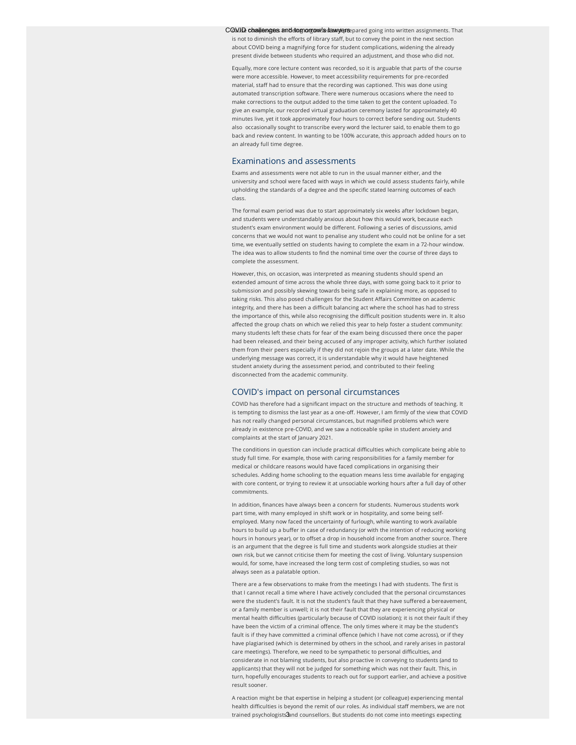would be challenged and feel under prepared going into written assignments. That is not to diminish the efforts of library staff, but to convey the point in the next section about COVID being a magnifying force for student complications, widening the already present divide between students who required an adjustment, and those who did not.

Equally, more core lecture content was recorded, so it is arguable that parts of the course were more accessible. However, to meet accessibility requirements for pre-recorded material, staff had to ensure that the recording was captioned. This was done using automated transcription software. There were numerous occasions where the need to make corrections to the output added to the time taken to get the content uploaded. To give an example, our recorded virtual graduation ceremony lasted for approximately 40 minutes live, yet it took approximately four hours to correct before sending out. Students also occasionally sought to transcribe every word the lecturer said, to enable them to go back and review content. In wanting to be 100% accurate, this approach added hours on to an already full time degree.

## Examinations and assessments

Exams and assessments were not able to run in the usual manner either, and the university and school were faced with ways in which we could assess students fairly, while upholding the standards of a degree and the specific stated learning outcomes of each class.

The formal exam period was due to start approximately six weeks after lockdown began, and students were understandably anxious about how this would work, because each student's exam environment would be different. Following a series of discussions, amid concerns that we would not want to penalise any student who could not be online for a set time, we eventually settled on students having to complete the exam in a 72-hour window. The idea was to allow students to find the nominal time over the course of three days to complete the assessment.

However, this, on occasion, was interpreted as meaning students should spend an extended amount of time across the whole three days, with some going back to it prior to submission and possibly skewing towards being safe in explaining more, as opposed to taking risks. This also posed challenges for the Student Affairs Committee on academic integrity, and there has been a difficult balancing act where the school has had to stress the importance of this, while also recognising the difficult position students were in. It also affected the group chats on which we relied this year to help foster a student community: many students left these chats for fear of the exam being discussed there once the paper had been released, and their being accused of any improper activity, which further isolated them from their peers especially if they did not rejoin the groups at a later date. While the underlying message was correct, it is understandable why it would have heightened student anxiety during the assessment period, and contributed to their feeling disconnected from the academic community.

## COVID's impact on personal circumstances

COVID has therefore had a significant impact on the structure and methods of teaching. It is tempting to dismiss the last year as a one-off. However, I am firmly of the view that COVID has not really changed personal circumstances, but magnified problems which were already in existence pre-COVID, and we saw a noticeable spike in student anxiety and complaints at the start of January 2021.

The conditions in question can include practical difficulties which complicate being able to study full time. For example, those with caring responsibilities for a family member for medical or childcare reasons would have faced complications in organising their schedules. Adding home schooling to the equation means less time available for engaging with core content, or trying to review it at unsociable working hours after a full day of other commitments.

In addition, finances have always been a concern for students. Numerous students work part time, with many employed in shift work or in hospitality, and some being self-employed. Many now faced the uncertainty of furlough, while wanting to work available hours to build up a buffer in case of redundancy (or with the intention of reducing working hours in honours year), or to offset a drop in household income from another source. There is an argument that the degree is full time and students work alongside studies at their own risk, but we cannot criticise them for meeting the cost of living. Voluntary suspension would, for some, have increased the long term cost of completing studies, so was not always seen as a palatable option.

There are a few observations to make from the meetings I had with students. The first is that I cannot recall a time where I have actively concluded that the personal circumstances were the student's fault. It is not the student's fault that they have suffered a bereavement, or a family member is unwell; it is not their fault that they are experiencing physical or mental health difficulties (particularly because of COVID isolation); it is not their fault if they have been the victim of a criminal offence. The only times where it may be the student's fault is if they have committed a criminal offence (which I have not come across), or if they have plagiarised (which is determined by others in the school, and rarely arises in pastoral care meetings). Therefore, we need to be sympathetic to personal difficulties, and considerate in not blaming students, but also proactive in conveying to students (and to applicants) that they will not be judged for something which was not their fault. This, in turn, hopefully encourages students to reach out for support earlier, and achieve a positive result sooner.

A reaction might be that expertise in helping a student (or colleague) experiencing mental health difficulties is beyond the remit of our roles. As individual staff members, we are not trained psychologists and counsellors. But students do not come into meetings expecting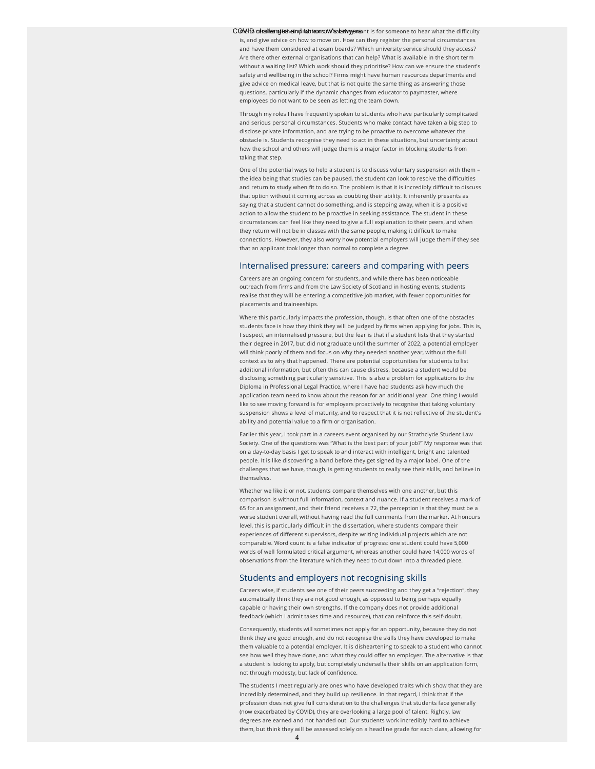is, and give advice on how to move on. How can they register the personal circumstances and have them considered at exam boards? Which university service should they access? Are there other external organisations that can help? What is available in the short term without a waiting list? Which work should they prioritise? How can we ensure the student's safety and wellbeing in the school? Firms might have human resources departments and give advice on medical leave, but that is not quite the same thing as answering those questions, particularly if the dynamic changes from educator to paymaster, where employees do not want to be seen as letting the team down.

Through my roles I have frequently spoken to students who have particularly complicated and serious personal circumstances. Students who make contact have taken a big step to disclose private information, and are trying to be proactive to overcome whatever the obstacle is. Students recognise they need to act in these situations, but uncertainty about how the school and others will judge them is a major factor in blocking students from taking that step.

One of the potential ways to help a student is to discuss voluntary suspension with them – the idea being that studies can be paused, the student can look to resolve the difficulties and return to study when fit to do so. The problem is that it is incredibly difficult to discuss that option without it coming across as doubting their ability. It inherently presents as saying that a student cannot do something, and is stepping away, when it is a positive action to allow the student to be proactive in seeking assistance. The student in these circumstances can feel like they need to give a full explanation to their peers, and when they return will not be in classes with the same people, making it difficult to make connections. However, they also worry how potential employers will judge them if they see that an applicant took longer than normal to complete a degree.

## Internalised pressure: careers and comparing with peers

Careers are an ongoing concern for students, and while there has been noticeable outreach from firms and from the Law Society of Scotland in hosting events, students realise that they will be entering a competitive job market, with fewer opportunities for placements and traineeships.

Where this particularly impacts the profession, though, is that often one of the obstacles students face is how they think they will be judged by firms when applying for jobs. This is, I suspect, an internalised pressure, but the fear is that if a student lists that they started their degree in 2017, but did not graduate until the summer of 2022, a potential employer will think poorly of them and focus on why they needed another year, without the full context as to why that happened. There are potential opportunities for students to list additional information, but often this can cause distress, because a student would be disclosing something particularly sensitive. This is also a problem for applications to the Diploma in Professional Legal Practice, where I have had students ask how much the application team need to know about the reason for an additional year. One thing I would like to see moving forward is for employers proactively to recognise that taking voluntary suspension shows a level of maturity, and to respect that it is not reflective of the student's ability and potential value to a firm or organisation.

Earlier this year, I took part in a careers event organised by our Strathclyde Student Law Society. One of the questions was "What is the best part of your job?" My response was that on a day-to-day basis I get to speak to and interact with intelligent, bright and talented people. It is like discovering a band before they get signed by a major label. One of the challenges that we have, though, is getting students to really see their skills, and believe in themselves.

Whether we like it or not, students compare themselves with one another, but this comparison is without full information, context and nuance. If a student receives a mark of 65 for an assignment, and their friend receives a 72, the perception is that they must be a worse student overall, without having read the full comments from the marker. At honours level, this is particularly difficult in the dissertation, where students compare their experiences of different supervisors, despite writing individual projects which are not comparable. Word count is a false indicator of progress: one student could have 5,000 words of well formulated critical argument, whereas another could have 14,000 words of observations from the literature which they need to cut down into a threaded piece.

## Students and employers not recognising skills

Careers wise, if students see one of their peers succeeding and they get a "rejection", they automatically think they are not good enough, as opposed to being perhaps equally capable or having their own strengths. If the company does not provide additional feedback (which I admit takes time and resource), that can reinforce this self-doubt.

Consequently, students will sometimes not apply for an opportunity, because they do not think they are good enough, and do not recognise the skills they have developed to make them valuable to a potential employer. It is disheartening to speak to a student who cannot see how well they have done, and what they could offer an employer. The alternative is that a student is looking to apply, but completely undersells their skills on an application form, not through modesty, but lack of confidence.

The students I meet regularly are ones who have developed traits which show that they are incredibly determined, and they build up resilience. In that regard, I think that if the profession does not give full consideration to the challenges that students face generally (now exacerbated by COVID), they are overlooking a large pool of talent. Rightly, law degrees are earned and not handed out. Our students work incredibly hard to achieve them, but think they will be assessed solely on a headline grade for each class, allowing for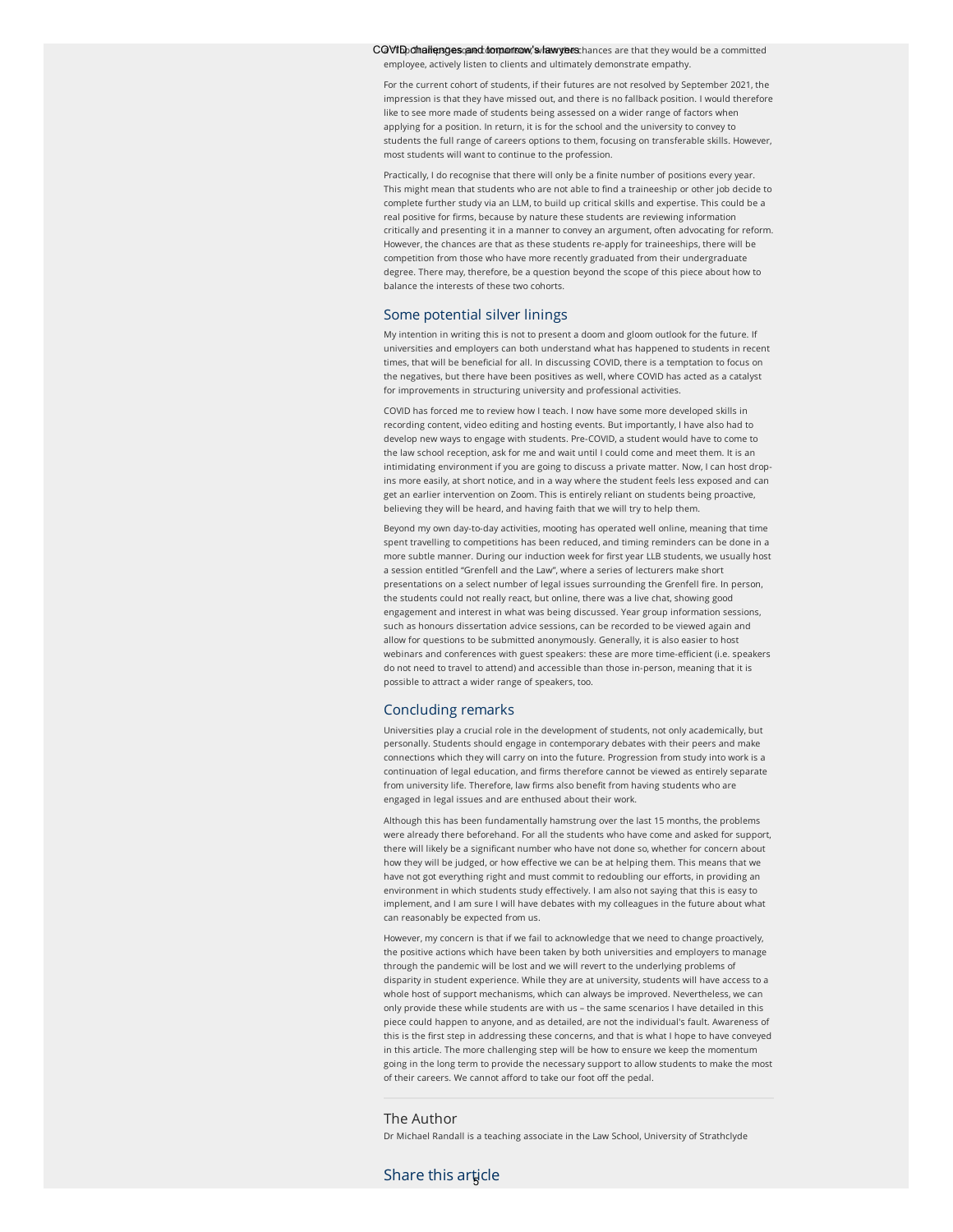employee, actively listen to clients and ultimately demonstrate empathy.

For the current cohort of students, if their futures are not resolved by September 2021, the impression is that they have missed out, and there is no fallback position. I would therefore like to see more made of students being assessed on a wider range of factors when applying for a position. In return, it is for the school and the university to convey to students the full range of careers options to them, focusing on transferable skills. However, most students will want to continue to the profession.

Practically, I do recognise that there will only be a finite number of positions every year. This might mean that students who are not able to find a traineeship or other job decide to complete further study via an LLM, to build up critical skills and expertise. This could be a real positive for firms, because by nature these students are reviewing information critically and presenting it in a manner to convey an argument, often advocating for reform. However, the chances are that as these students re-apply for traineeships, there will be competition from those who have more recently graduated from their undergraduate degree. There may, therefore, be a question beyond the scope of this piece about how to balance the interests of these two cohorts.

## Some potential silver linings

My intention in writing this is not to present a doom and gloom outlook for the future. If universities and employers can both understand what has happened to students in recent times, that will be beneficial for all. In discussing COVID, there is a temptation to focus on the negatives, but there have been positives as well, where COVID has acted as a catalyst for improvements in structuring university and professional activities.

COVID has forced me to review how I teach. I now have some more developed skills in recording content, video editing and hosting events. But importantly, I have also had to develop new ways to engage with students. Pre-COVID, a student would have to come to the law school reception, ask for me and wait until I could come and meet them. It is an intimidating environment if you are going to discuss a private matter. Now, I can host drop-ins more easily, at short notice, and in a way where the student feels less exposed and can get an earlier intervention on Zoom. This is entirely reliant on students being proactive, believing they will be heard, and having faith that we will try to help them.

Beyond my own day-to-day activities, mooting has operated well online, meaning that time spent travelling to competitions has been reduced, and timing reminders can be done in a more subtle manner. During our induction week for first year LLB students, we usually host a session entitled "Grenfell and the Law", where a series of lecturers make short presentations on a select number of legal issues surrounding the Grenfell fire. In person, the students could not really react, but online, there was a live chat, showing good engagement and interest in what was being discussed. Year group information sessions, such as honours dissertation advice sessions, can be recorded to be viewed again and allow for questions to be submitted anonymously. Generally, it is also easier to host webinars and conferences with guest speakers: these are more time-efficient (i.e. speakers do not need to travel to attend) and accessible than those in-person, meaning that it is possible to attract a wider range of speakers, too.

## Concluding remarks

Universities play a crucial role in the development of students, not only academically, but personally. Students should engage in contemporary debates with their peers and make connections which they will carry on into the future. Progression from study into work is a continuation of legal education, and firms therefore cannot be viewed as entirely separate from university life. Therefore, law firms also benefit from having students who are engaged in legal issues and are enthused about their work.

Although this has been fundamentally hamstrung over the last 15 months, the problems were already there beforehand. For all the students who have come and asked for support, there will likely be a significant number who have not done so, whether for concern about how they will be judged, or how effective we can be at helping them. This means that we have not got everything right and must commit to redoubling our efforts, in providing an environment in which students study effectively. I am also not saying that this is easy to implement, and I am sure I will have debates with my colleagues in the future about what can reasonably be expected from us.

However, my concern is that if we fail to acknowledge that we need to change proactively, the positive actions which have been taken by both universities and employers to manage through the pandemic will be lost and we will revert to the underlying problems of disparity in student experience. While they are at university, students will have access to a whole host of support mechanisms, which can always be improved. Nevertheless, we can only provide these while students are with us – the same scenarios I have detailed in this piece could happen to anyone, and as detailed, are not the individual's fault. Awareness of this is the first step in addressing these concerns, and that is what I hope to have conveyed in this article. The more challenging step will be how to ensure we keep the momentum going in the long term to provide the necessary support to allow students to make the most of their careers. We cannot afford to take our foot off the pedal.

---

### The Author

Dr Michael Randall is a teaching associate in the Law School, University of Strathclyde

## Share this article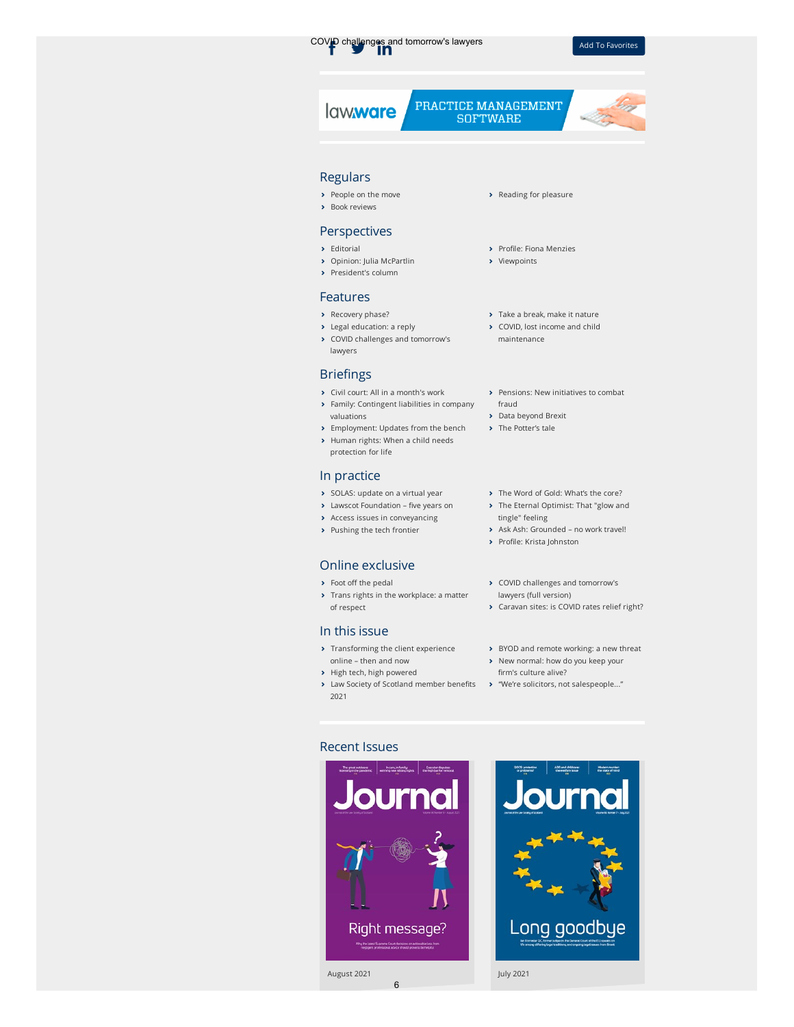Add To Favorites

lawware PRACTICE MANAGEMENT SOFTWARE

## Regulars

- People on the move
- Book reviews
- Reading for pleasure

## Perspectives

- Editorial
- Opinion: Julia McPartlin
- President's column
- Profile: Fiona Menzies
- Viewpoints

## Features

- Recovery phase?
- Legal education: a reply
- COVID challenges and tomorrow's lawyers
- Take a break, make it nature
- COVID, lost income and child maintenance

## Briefings

- Civil court: All in a month's work
- Family: Contingent liabilities in company valuations
- Employment: Updates from the bench
- Human rights: When a child needs protection for life
- Pensions: New initiatives to combat fraud
- Data beyond Brexit
- The Potter's tale

## In practice

- SOLAS: update on a virtual year
- Lawscot Foundation – five years on
- Access issues in conveyancing
- Pushing the tech frontier
- The Word of Gold: What's the core?
- The Eternal Optimist: That "glow and tingle" feeling
- Ask Ash: Grounded – no work travel!
- Profile: Krista Johnston

## Online exclusive

- Foot off the pedal
- Trans rights in the workplace: a matter of respect
- COVID challenges and tomorrow's lawyers (full version)
- Caravan sites: is COVID rates relief right?

## In this issue

- Transforming the client experience online – then and now
- High tech, high powered
- Law Society of Scotland member benefits 2021
- BYOD and remote working: a new threat
- New normal: how do you keep your firm's culture alive?
- "We're solicitors, not salespeople..."

## Recent Issues

Journal – Right message?

August 2021

Journal – Long goodbye

July 2021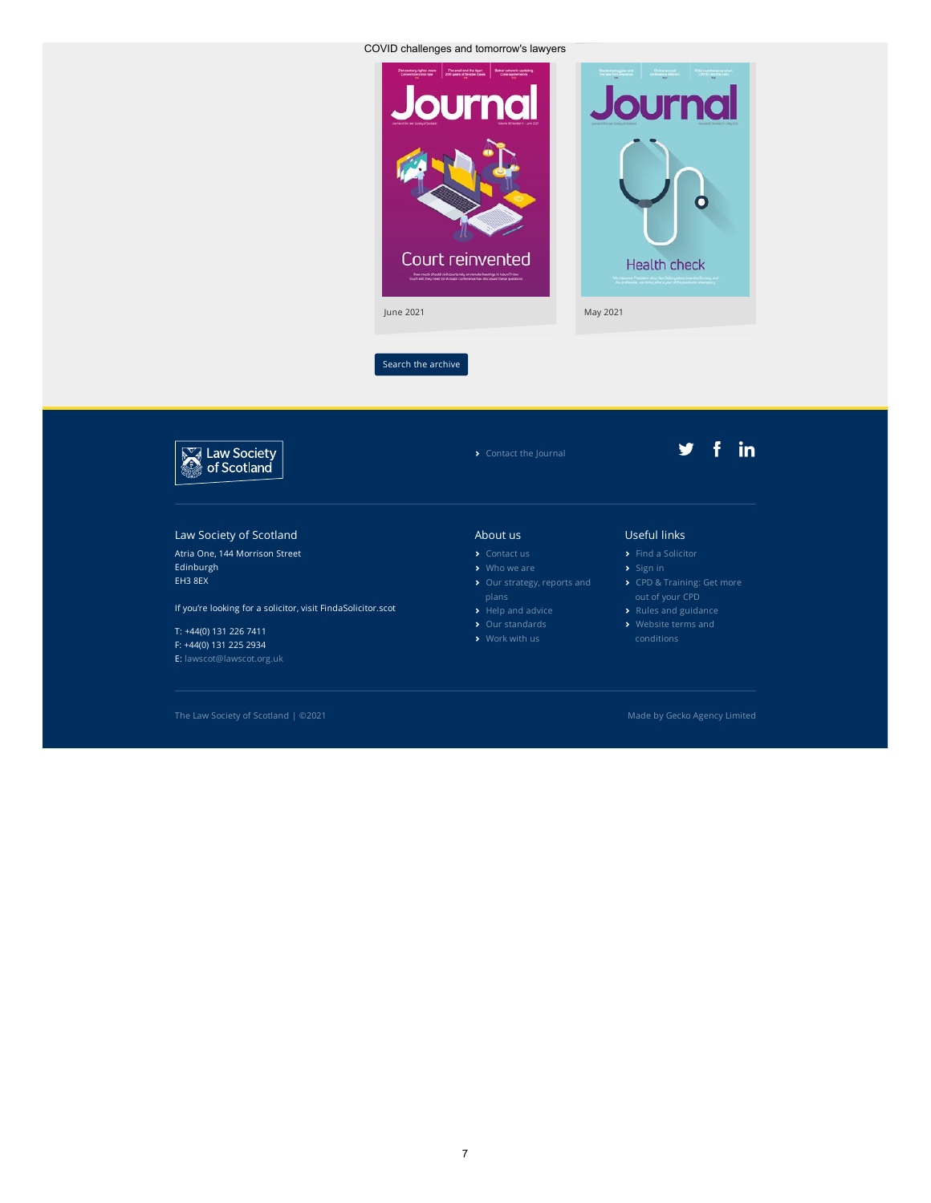COVID challenges and tomorrow's lawyers

June 2021

May 2021

Search the archive

- Contact the Journal

### Law Society of Scotland

Atria One, 144 Morrison Street
Edinburgh
EH3 8EX

If you're looking for a solicitor, visit FindaSolicitor.scot

T: +44(0) 131 226 7411
F: +44(0) 131 225 2934
E: lawscot@lawscot.org.uk

### About us

- Contact us
- Who we are
- Our strategy, reports and plans
- Help and advice
- Our standards
- Work with us

### Useful links

- Find a Solicitor
- Sign in
- CPD & Training: Get more out of your CPD
- Rules and guidance
- Website terms and conditions

The Law Society of Scotland | ©2021

Made by Gecko Agency Limited